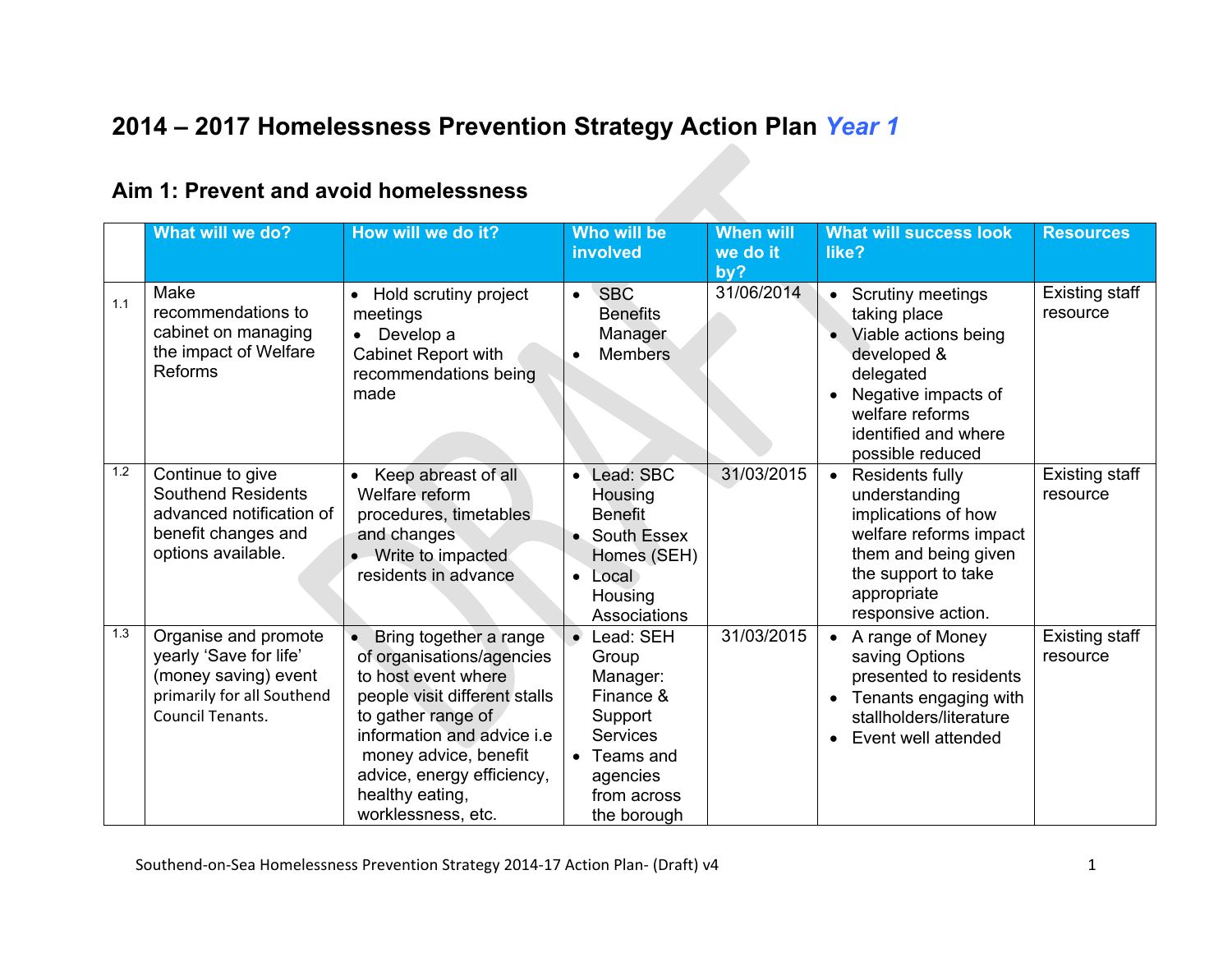# 2014 – 2017 Homelessness Prevention Strategy Action Plan *Year 1*

## Aim 1: Prevent and avoid homelessness

| | What will we do? | How will we do it? | Who will be involved | When will we do it by? | What will success look like? | Resources |
|---|---|---|---|---|---|---|
| 1.1 | Make recommendations to cabinet on managing the impact of Welfare Reforms | • Hold scrutiny project meetings<br>• Develop a Cabinet Report with recommendations being made | • SBC Benefits Manager<br>• Members | 31/06/2014 | • Scrutiny meetings taking place<br>• Viable actions being developed & delegated<br>• Negative impacts of welfare reforms identified and where possible reduced | Existing staff resource |
| 1.2 | Continue to give Southend Residents advanced notification of benefit changes and options available. | • Keep abreast of all Welfare reform procedures, timetables and changes<br>• Write to impacted residents in advance | • Lead: SBC Housing Benefit<br>• South Essex Homes (SEH)<br>• Local Housing Associations | 31/03/2015 | • Residents fully understanding implications of how welfare reforms impact them and being given the support to take appropriate responsive action. | Existing staff resource |
| 1.3 | Organise and promote yearly 'Save for life' (money saving) event primarily for all Southend Council Tenants. | • Bring together a range of organisations/agencies to host event where people visit different stalls to gather range of information and advice i.e money advice, benefit advice, energy efficiency, healthy eating, worklessness, etc. | • Lead: SEH Group Manager: Finance & Support Services<br>• Teams and agencies from across the borough | 31/03/2015 | • A range of Money saving Options presented to residents<br>• Tenants engaging with stallholders/literature<br>• Event well attended | Existing staff resource |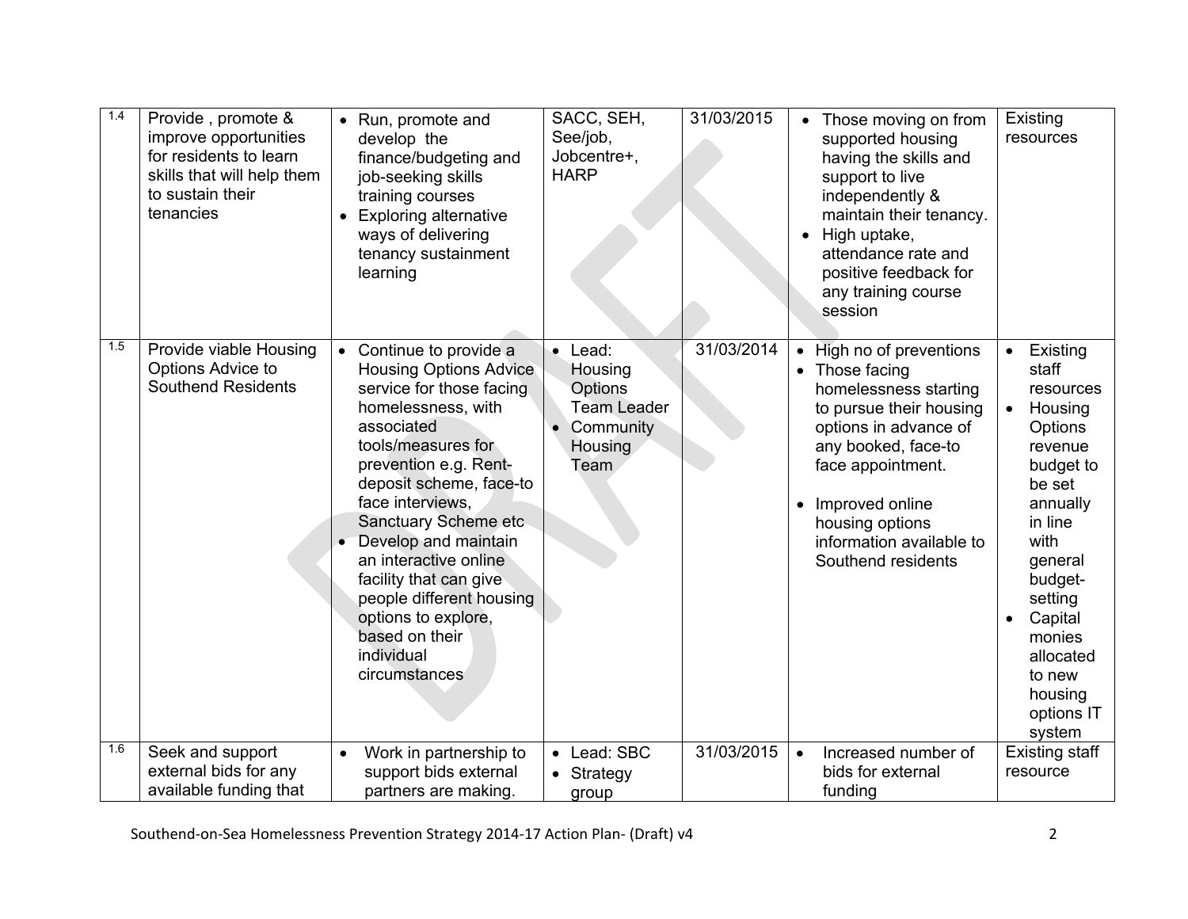| | | | | | | |
|---|---|---|---|---|---|---|
| 1.4 | Provide , promote & improve opportunities for residents to learn skills that will help them to sustain their tenancies | • Run, promote and develop the finance/budgeting and job-seeking skills training courses<br>• Exploring alternative ways of delivering tenancy sustainment learning | SACC, SEH, See/job, Jobcentre+, HARP | 31/03/2015 | • Those moving on from supported housing having the skills and support to live independently & maintain their tenancy.<br>• High uptake, attendance rate and positive feedback for any training course session | Existing resources |
| 1.5 | Provide viable Housing Options Advice to Southend Residents | • Continue to provide a Housing Options Advice service for those facing homelessness, with associated tools/measures for prevention e.g. Rent-deposit scheme, face-to face interviews, Sanctuary Scheme etc<br>• Develop and maintain an interactive online facility that can give people different housing options to explore, based on their individual circumstances | • Lead: Housing Options Team Leader<br>• Community Housing Team | 31/03/2014 | • High no of preventions<br>• Those facing homelessness starting to pursue their housing options in advance of any booked, face-to face appointment.<br>• Improved online housing options information available to Southend residents | • Existing staff resources<br>• Housing Options revenue budget to be set annually in line with general budget-setting<br>• Capital monies allocated to new housing options IT system |
| 1.6 | Seek and support external bids for any available funding that | • Work in partnership to support bids external partners are making. | • Lead: SBC<br>• Strategy group | 31/03/2015 | • Increased number of bids for external funding | Existing staff resource |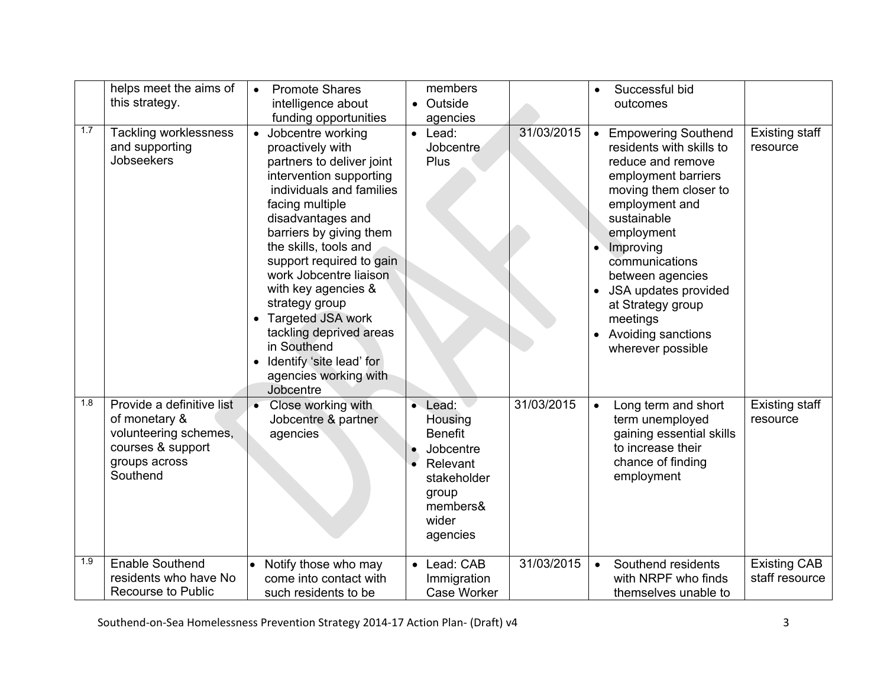| | | | | | | |
|---|---|---|---|---|---|---|
| | helps meet the aims of this strategy. | • Promote Shares intelligence about funding opportunities | members<br>• Outside agencies | | • Successful bid outcomes | |
| 1.7 | Tackling worklessness and supporting Jobseekers | • Jobcentre working proactively with partners to deliver joint intervention supporting individuals and families facing multiple disadvantages and barriers by giving them the skills, tools and support required to gain work Jobcentre liaison with key agencies & strategy group<br>• Targeted JSA work tackling deprived areas in Southend<br>• Identify 'site lead' for agencies working with Jobcentre | • Lead: Jobcentre Plus | 31/03/2015 | • Empowering Southend residents with skills to reduce and remove employment barriers moving them closer to employment and sustainable employment<br>• Improving communications between agencies<br>• JSA updates provided at Strategy group meetings<br>• Avoiding sanctions wherever possible | Existing staff resource |
| 1.8 | Provide a definitive list of monetary & volunteering schemes, courses & support groups across Southend | • Close working with Jobcentre & partner agencies | • Lead: Housing Benefit<br>• Jobcentre<br>• Relevant stakeholder group members& wider agencies | 31/03/2015 | • Long term and short term unemployed gaining essential skills to increase their chance of finding employment | Existing staff resource |
| 1.9 | Enable Southend residents who have No Recourse to Public | • Notify those who may come into contact with such residents to be | • Lead: CAB Immigration Case Worker | 31/03/2015 | • Southend residents with NRPF who finds themselves unable to | Existing CAB staff resource |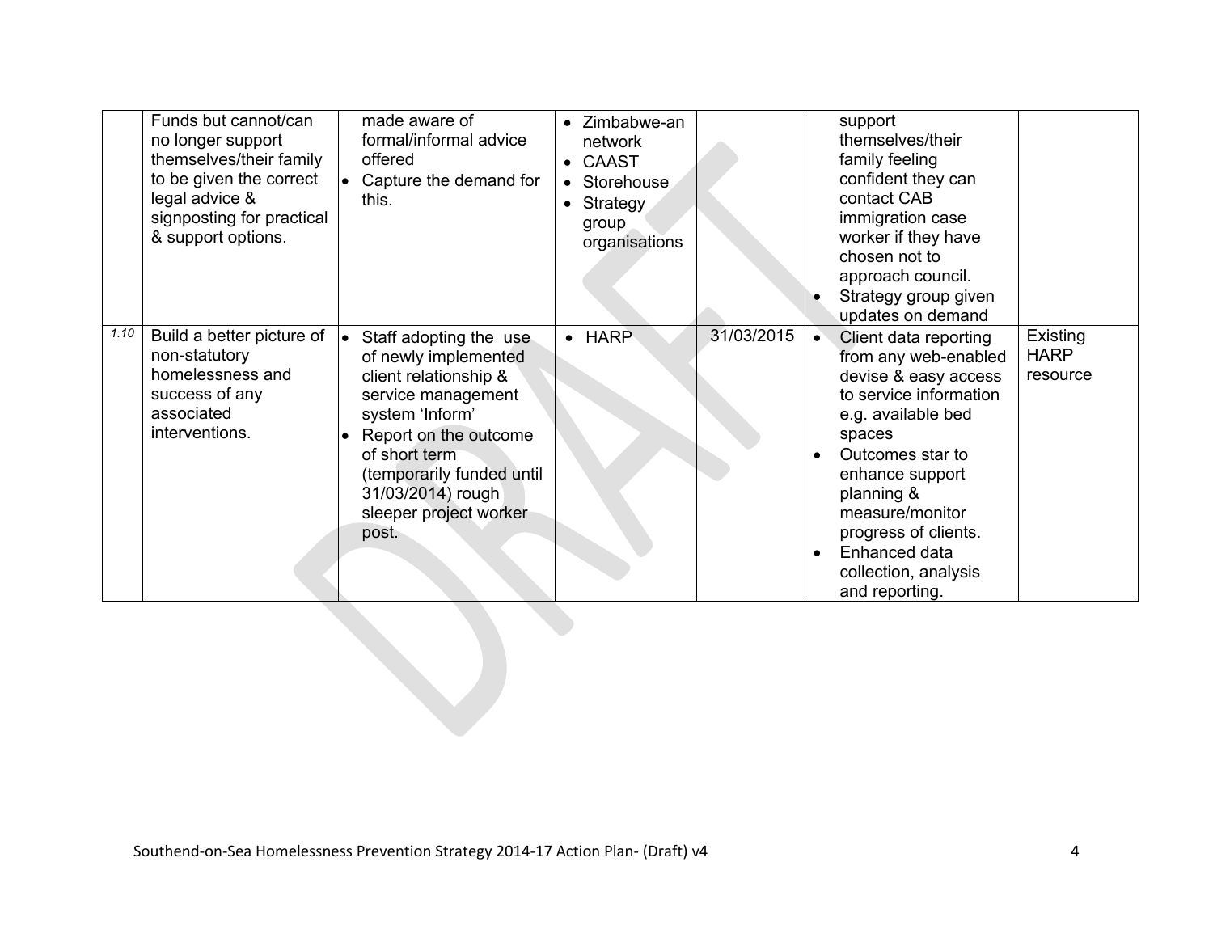| | | | | | | |
|---|---|---|---|---|---|---|
| | Funds but cannot/can no longer support themselves/their family to be given the correct legal advice & signposting for practical & support options. | made aware of formal/informal advice offered<br>• Capture the demand for this. | • Zimbabwe-an network<br>• CAAST<br>• Storehouse<br>• Strategy group organisations | | support themselves/their family feeling confident they can contact CAB immigration case worker if they have chosen not to approach council.<br>• Strategy group given updates on demand | |
| *1.10* | Build a better picture of non-statutory homelessness and success of any associated interventions. | • Staff adopting the use of newly implemented client relationship & service management system 'Inform'<br>• Report on the outcome of short term (temporarily funded until 31/03/2014) rough sleeper project worker post. | • HARP | 31/03/2015 | • Client data reporting from any web-enabled devise & easy access to service information e.g. available bed spaces<br>• Outcomes star to enhance support planning & measure/monitor progress of clients.<br>• Enhanced data collection, analysis and reporting. | Existing HARP resource |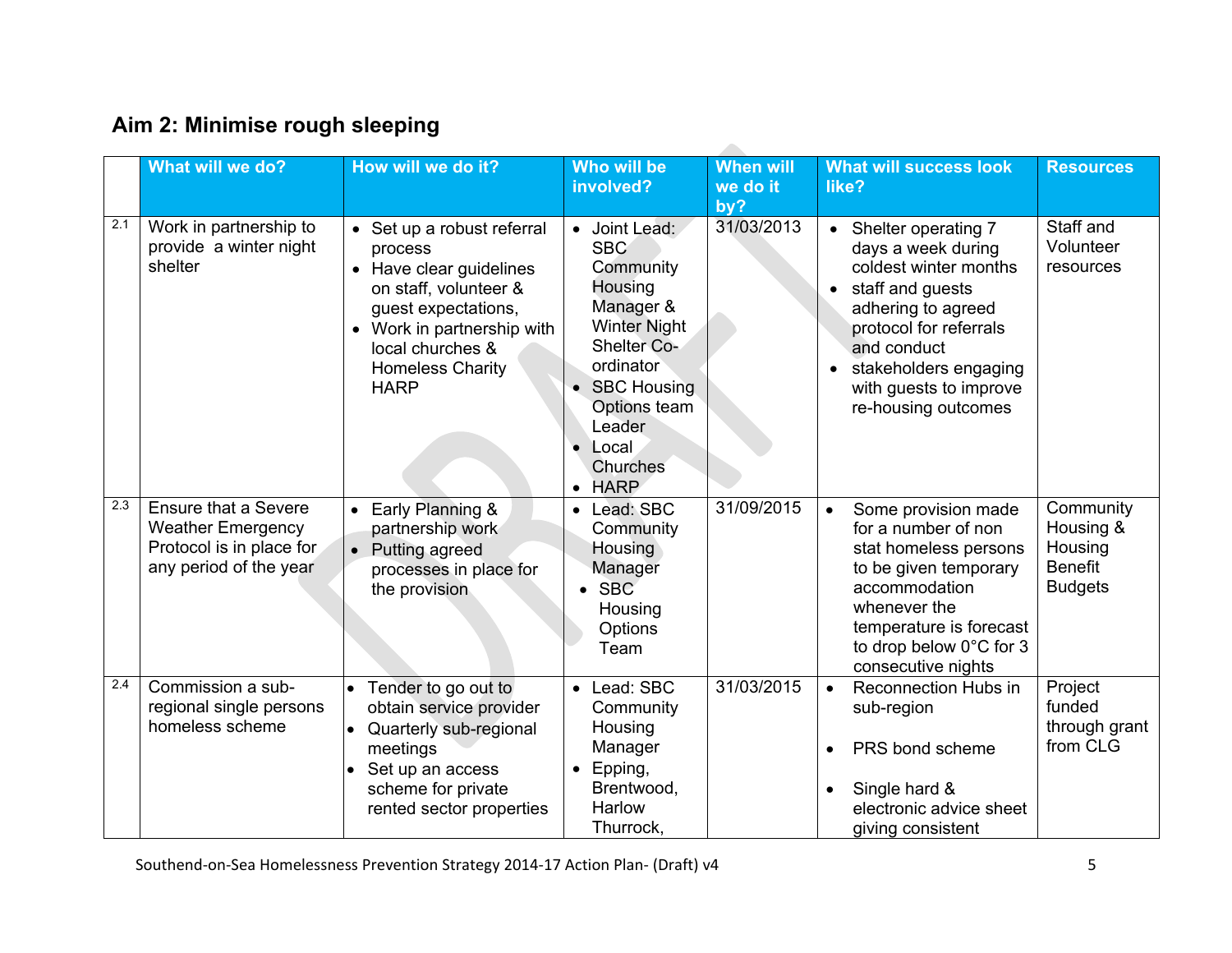## Aim 2: Minimise rough sleeping

| | What will we do? | How will we do it? | Who will be involved? | When will we do it by? | What will success look like? | Resources |
|---|---|---|---|---|---|---|
| 2.1 | Work in partnership to provide a winter night shelter | • Set up a robust referral process<br>• Have clear guidelines on staff, volunteer & guest expectations,<br>• Work in partnership with local churches & Homeless Charity HARP | • Joint Lead: SBC Community Housing Manager & Winter Night Shelter Co-ordinator<br>• SBC Housing Options team Leader<br>• Local Churches<br>• HARP | 31/03/2013 | • Shelter operating 7 days a week during coldest winter months<br>• staff and guests adhering to agreed protocol for referrals and conduct<br>• stakeholders engaging with guests to improve re-housing outcomes | Staff and Volunteer resources |
| 2.3 | Ensure that a Severe Weather Emergency Protocol is in place for any period of the year | • Early Planning & partnership work<br>• Putting agreed processes in place for the provision | • Lead: SBC Community Housing Manager<br>• SBC Housing Options Team | 31/09/2015 | • Some provision made for a number of non stat homeless persons to be given temporary accommodation whenever the temperature is forecast to drop below 0°C for 3 consecutive nights | Community Housing & Housing Benefit Budgets |
| 2.4 | Commission a sub-regional single persons homeless scheme | • Tender to go out to obtain service provider<br>• Quarterly sub-regional meetings<br>• Set up an access scheme for private rented sector properties | • Lead: SBC Community Housing Manager<br>• Epping, Brentwood, Harlow Thurrock, | 31/03/2015 | • Reconnection Hubs in sub-region<br>• PRS bond scheme<br>• Single hard & electronic advice sheet giving consistent | Project funded through grant from CLG |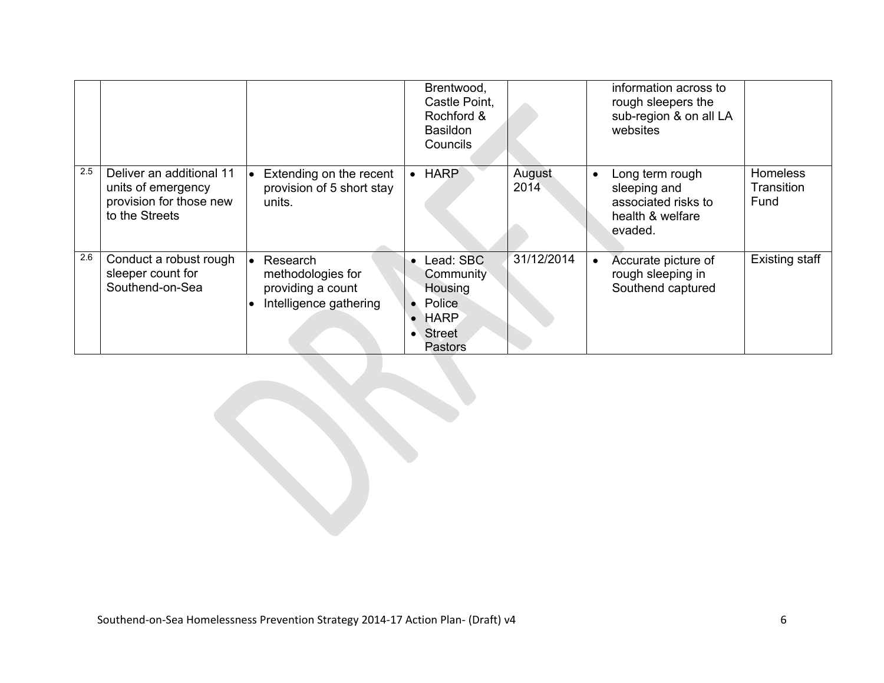| | | | Brentwood, Castle Point, Rochford & Basildon Councils | | information across to rough sleepers the sub-region & on all LA websites | |
|---|---|---|---|---|---|---|
| 2.5 | Deliver an additional 11 units of emergency provision for those new to the Streets | • Extending on the recent provision of 5 short stay units. | • HARP | August 2014 | • Long term rough sleeping and associated risks to health & welfare evaded. | Homeless Transition Fund |
| 2.6 | Conduct a robust rough sleeper count for Southend-on-Sea | • Research methodologies for providing a count<br>• Intelligence gathering | • Lead: SBC Community Housing<br>• Police<br>• HARP<br>• Street Pastors | 31/12/2014 | • Accurate picture of rough sleeping in Southend captured | Existing staff |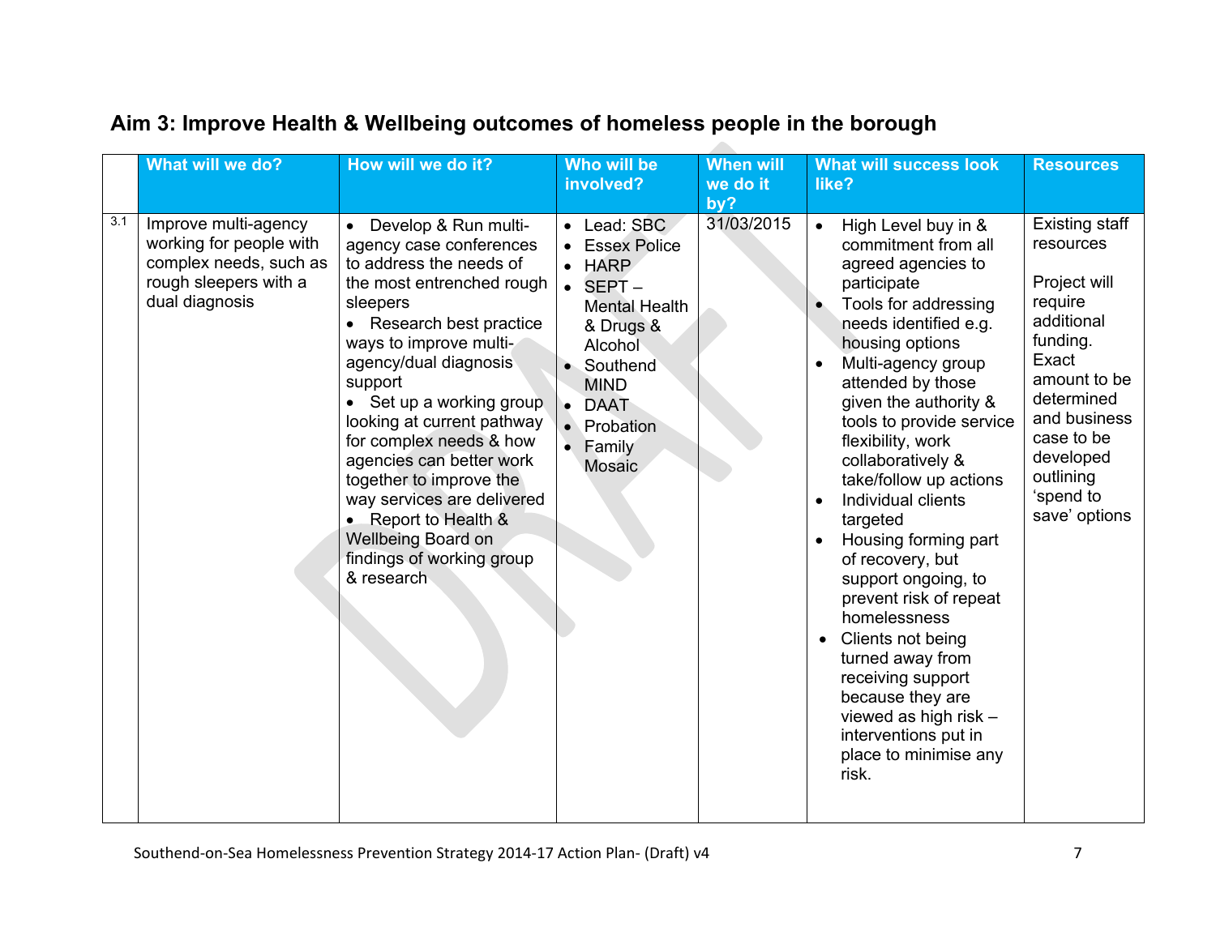## Aim 3: Improve Health & Wellbeing outcomes of homeless people in the borough

| | What will we do? | How will we do it? | Who will be involved? | When will we do it by? | What will success look like? | Resources |
|---|---|---|---|---|---|---|
| 3.1 | Improve multi-agency working for people with complex needs, such as rough sleepers with a dual diagnosis | • Develop & Run multi-agency case conferences to address the needs of the most entrenched rough sleepers<br>• Research best practice ways to improve multi-agency/dual diagnosis support<br>• Set up a working group looking at current pathway for complex needs & how agencies can better work together to improve the way services are delivered<br>• Report to Health & Wellbeing Board on findings of working group & research | • Lead: SBC<br>• Essex Police<br>• HARP<br>• SEPT – Mental Health & Drugs & Alcohol<br>• Southend MIND<br>• DAAT<br>• Probation<br>• Family Mosaic | 31/03/2015 | • High Level buy in & commitment from all agreed agencies to participate<br>• Tools for addressing needs identified e.g. housing options<br>• Multi-agency group attended by those given the authority & tools to provide service flexibility, work collaboratively & take/follow up actions<br>• Individual clients targeted<br>• Housing forming part of recovery, but support ongoing, to prevent risk of repeat homelessness<br>• Clients not being turned away from receiving support because they are viewed as high risk – interventions put in place to minimise any risk. | Existing staff resources<br><br>Project will require additional funding. Exact amount to be determined and business case to be developed outlining 'spend to save' options |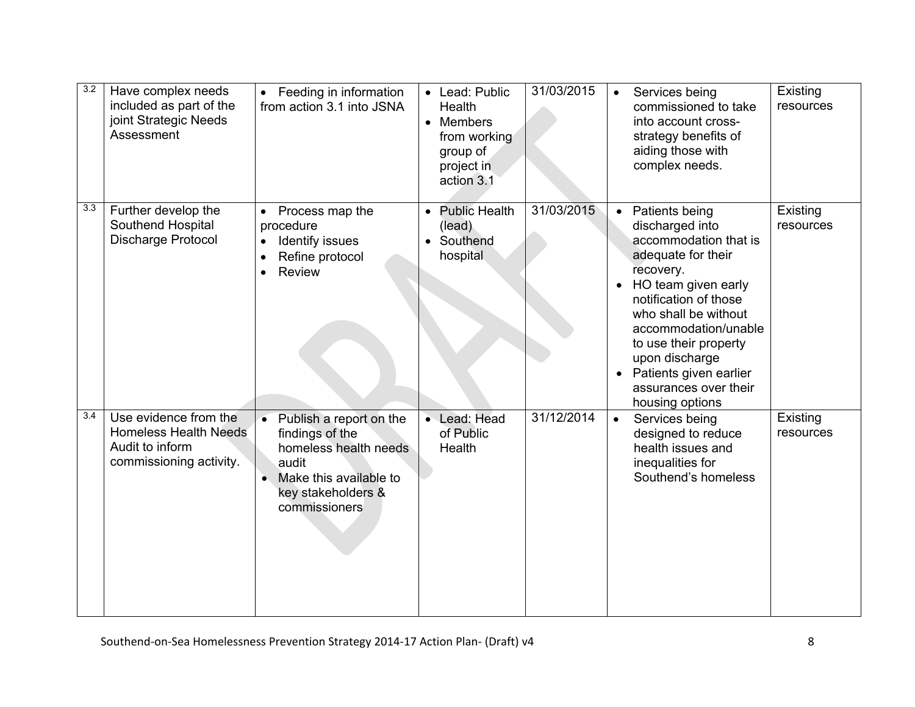| 3.2 | Have complex needs included as part of the joint Strategic Needs Assessment | • Feeding in information from action 3.1 into JSNA | • Lead: Public Health<br>• Members from working group of project in action 3.1 | 31/03/2015 | • Services being commissioned to take into account cross-strategy benefits of aiding those with complex needs. | Existing resources |
|---|---|---|---|---|---|---|
| 3.3 | Further develop the Southend Hospital Discharge Protocol | • Process map the procedure<br>• Identify issues<br>• Refine protocol<br>• Review | • Public Health (lead)<br>• Southend hospital | 31/03/2015 | • Patients being discharged into accommodation that is adequate for their recovery.<br>• HO team given early notification of those who shall be without accommodation/unable to use their property upon discharge<br>• Patients given earlier assurances over their housing options | Existing resources |
| 3.4 | Use evidence from the Homeless Health Needs Audit to inform commissioning activity. | • Publish a report on the findings of the homeless health needs audit<br>• Make this available to key stakeholders & commissioners | • Lead: Head of Public Health | 31/12/2014 | • Services being designed to reduce health issues and inequalities for Southend's homeless | Existing resources |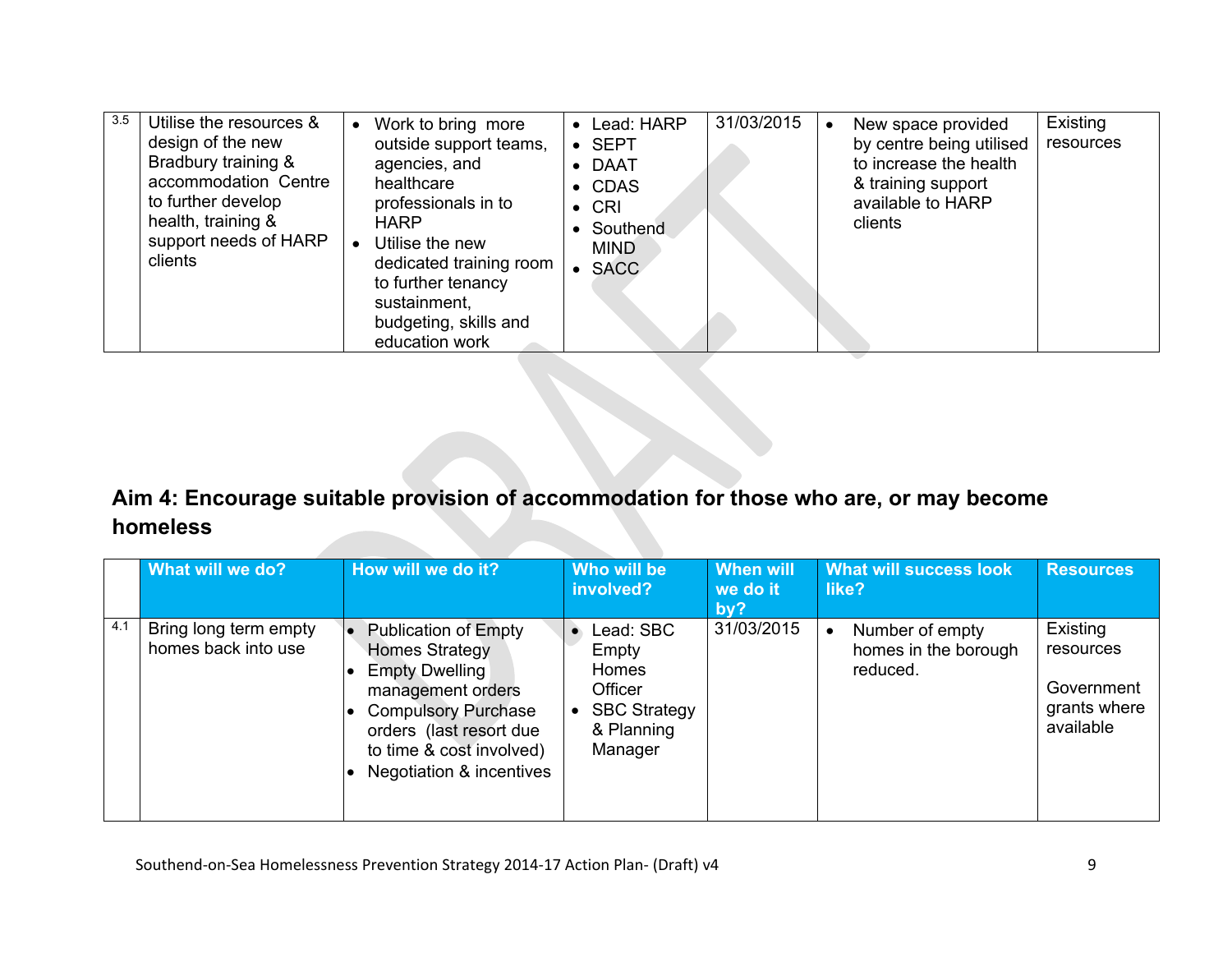| | | | | | | |
|---|---|---|---|---|---|---|
| 3.5 | Utilise the resources & design of the new Bradbury training & accommodation Centre to further develop health, training & support needs of HARP clients | • Work to bring more outside support teams, agencies, and healthcare professionals in to HARP<br>• Utilise the new dedicated training room to further tenancy sustainment, budgeting, skills and education work | • Lead: HARP<br>• SEPT<br>• DAAT<br>• CDAS<br>• CRI<br>• Southend MIND<br>• SACC | 31/03/2015 | • New space provided by centre being utilised to increase the health & training support available to HARP clients | Existing resources |

## Aim 4: Encourage suitable provision of accommodation for those who are, or may become homeless

| | What will we do? | How will we do it? | Who will be involved? | When will we do it by? | What will success look like? | Resources |
|---|---|---|---|---|---|---|
| 4.1 | Bring long term empty homes back into use | • Publication of Empty Homes Strategy<br>• Empty Dwelling management orders<br>• Compulsory Purchase orders (last resort due to time & cost involved)<br>• Negotiation & incentives | • Lead: SBC Empty Homes Officer<br>• SBC Strategy & Planning Manager | 31/03/2015 | • Number of empty homes in the borough reduced. | Existing resources<br><br>Government grants where available |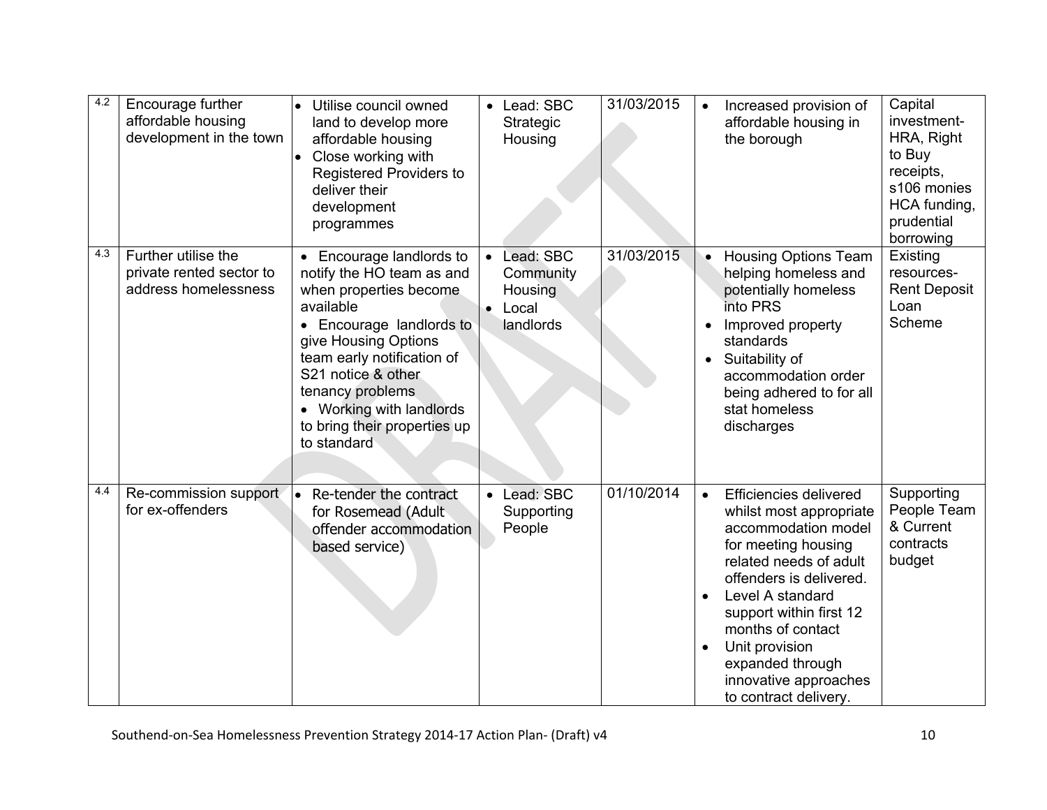| | | | | | | |
|---|---|---|---|---|---|---|
| 4.2 | Encourage further affordable housing development in the town | • Utilise council owned land to develop more affordable housing<br>• Close working with Registered Providers to deliver their development programmes | • Lead: SBC Strategic Housing | 31/03/2015 | • Increased provision of affordable housing in the borough | Capital investment- HRA, Right to Buy receipts, s106 monies HCA funding, prudential borrowing |
| 4.3 | Further utilise the private rented sector to address homelessness | • Encourage landlords to notify the HO team as and when properties become available<br>• Encourage landlords to give Housing Options team early notification of S21 notice & other tenancy problems<br>• Working with landlords to bring their properties up to standard | • Lead: SBC Community Housing<br>• Local landlords | 31/03/2015 | • Housing Options Team helping homeless and potentially homeless into PRS<br>• Improved property standards<br>• Suitability of accommodation order being adhered to for all stat homeless discharges | Existing resources- Rent Deposit Loan Scheme |
| 4.4 | Re-commission support for ex-offenders | • Re-tender the contract for Rosemead (Adult offender accommodation based service) | • Lead: SBC Supporting People | 01/10/2014 | • Efficiencies delivered whilst most appropriate accommodation model for meeting housing related needs of adult offenders is delivered.<br>• Level A standard support within first 12 months of contact<br>• Unit provision expanded through innovative approaches to contract delivery. | Supporting People Team & Current contracts budget |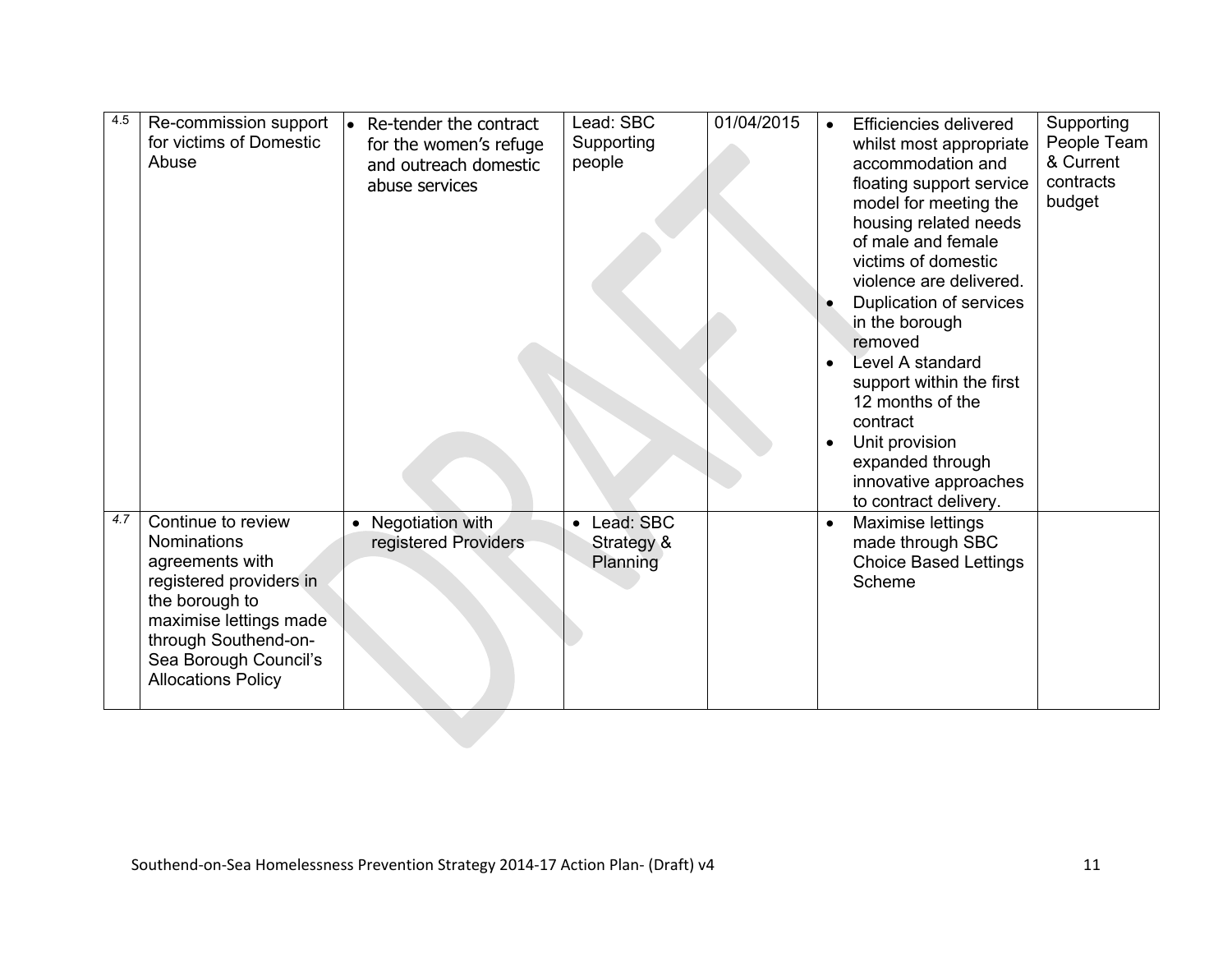| | | | | | | |
|---|---|---|---|---|---|---|
| 4.5 | Re-commission support for victims of Domestic Abuse | • Re-tender the contract for the women's refuge and outreach domestic abuse services | Lead: SBC Supporting people | 01/04/2015 | • Efficiencies delivered whilst most appropriate accommodation and floating support service model for meeting the housing related needs of male and female victims of domestic violence are delivered.<br>• Duplication of services in the borough removed<br>• Level A standard support within the first 12 months of the contract<br>• Unit provision expanded through innovative approaches to contract delivery. | Supporting People Team & Current contracts budget |
| *4.7* | Continue to review Nominations agreements with registered providers in the borough to maximise lettings made through Southend-on-Sea Borough Council's Allocations Policy | • Negotiation with registered Providers | • Lead: SBC Strategy & Planning | | • Maximise lettings made through SBC Choice Based Lettings Scheme | |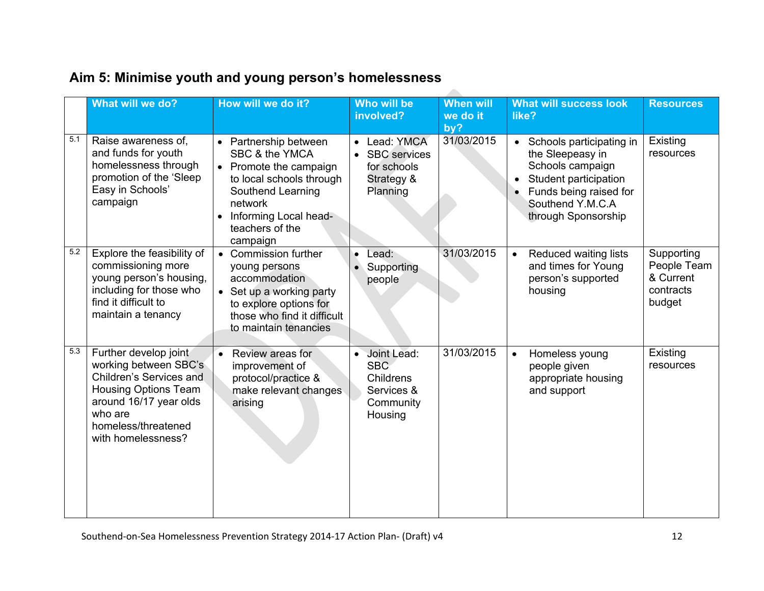## Aim 5: Minimise youth and young person's homelessness

| | What will we do? | How will we do it? | Who will be involved? | When will we do it by? | What will success look like? | Resources |
|---|---|---|---|---|---|---|
| 5.1 | Raise awareness of, and funds for youth homelessness through promotion of the 'Sleep Easy in Schools' campaign | • Partnership between SBC & the YMCA<br>• Promote the campaign to local schools through Southend Learning network<br>• Informing Local head-teachers of the campaign | • Lead: YMCA<br>• SBC services for schools Strategy & Planning | 31/03/2015 | • Schools participating in the Sleepeasy in Schools campaign<br>• Student participation<br>• Funds being raised for Southend Y.M.C.A through Sponsorship | Existing resources |
| 5.2 | Explore the feasibility of commissioning more young person's housing, including for those who find it difficult to maintain a tenancy | • Commission further young persons accommodation<br>• Set up a working party to explore options for those who find it difficult to maintain tenancies | • Lead:<br>• Supporting people | 31/03/2015 | • Reduced waiting lists and times for Young person's supported housing | Supporting People Team & Current contracts budget |
| 5.3 | Further develop joint working between SBC's Children's Services and Housing Options Team around 16/17 year olds who are homeless/threatened with homelessness? | • Review areas for improvement of protocol/practice & make relevant changes arising | • Joint Lead: SBC Childrens Services & Community Housing | 31/03/2015 | • Homeless young people given appropriate housing and support | Existing resources |

Southend-on-Sea Homelessness Prevention Strategy 2014-17 Action Plan- (Draft) v4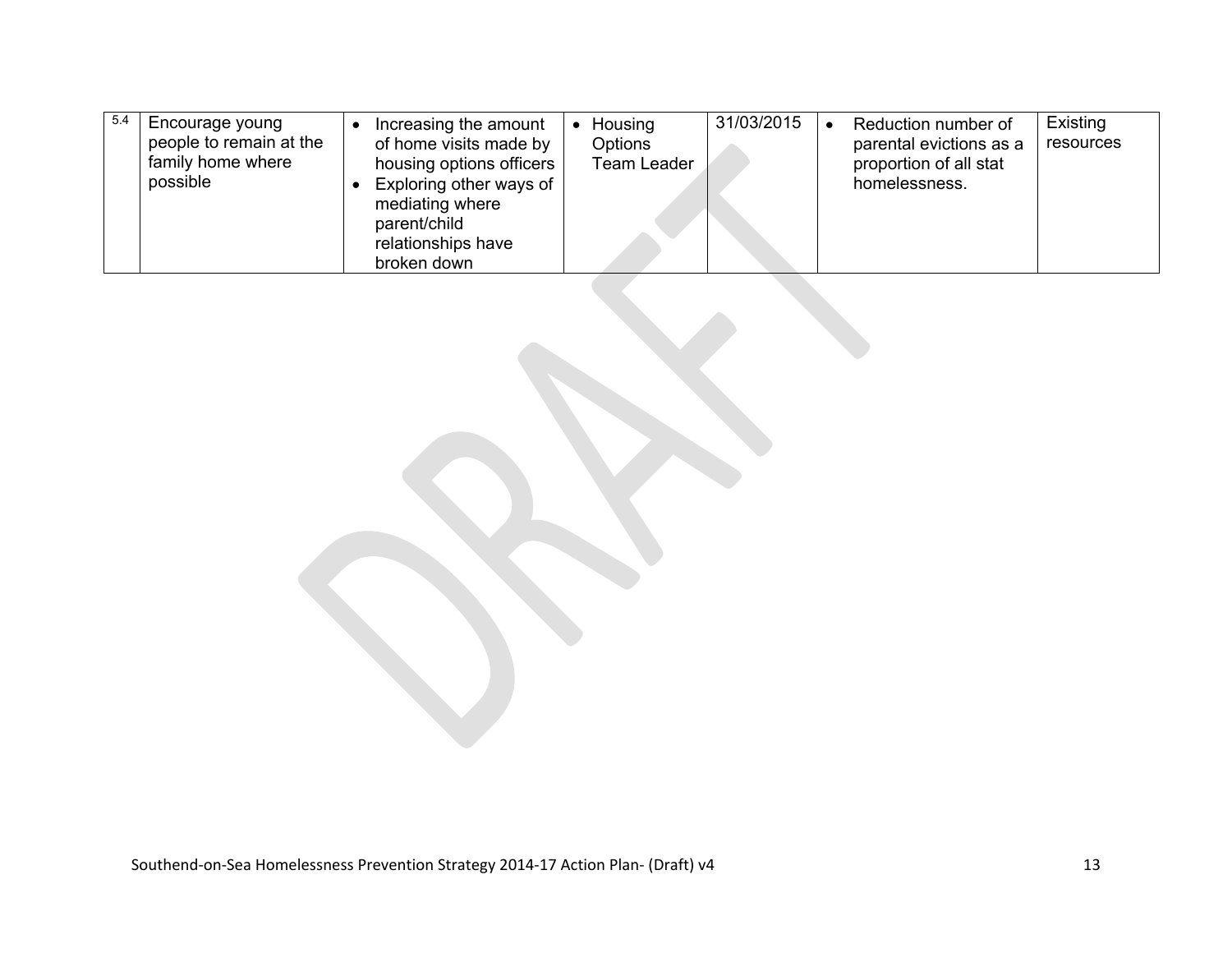| | | | | | | |
|---|---|---|---|---|---|---|
| 5.4 | Encourage young people to remain at the family home where possible | • Increasing the amount of home visits made by housing options officers<br>• Exploring other ways of mediating where parent/child relationships have broken down | • Housing Options Team Leader | 31/03/2015 | • Reduction number of parental evictions as a proportion of all stat homelessness. | Existing resources |